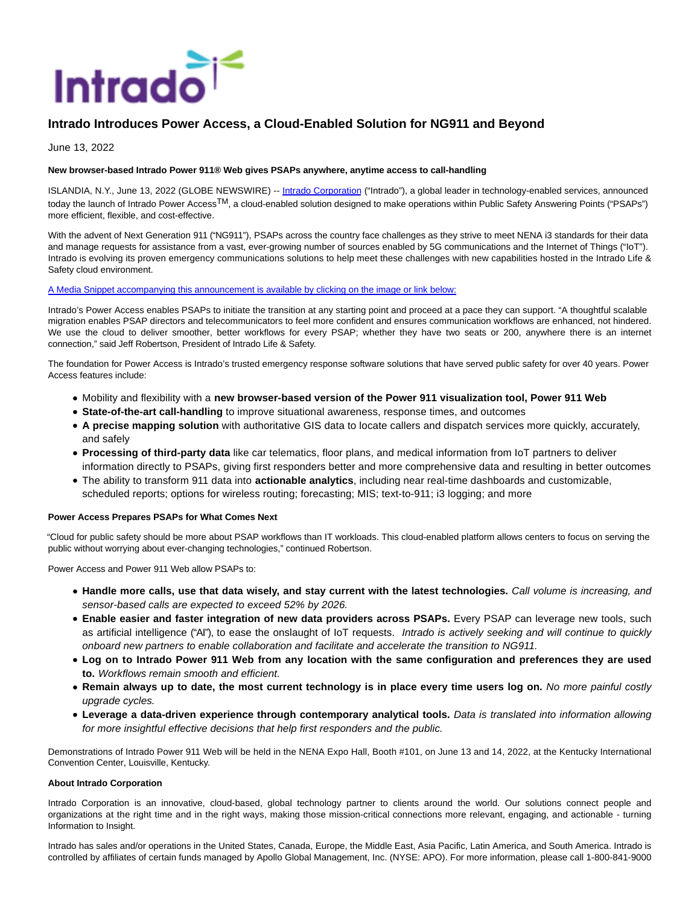# Intrado Introduces Power Access, a Cloud-Enabled Solution for NG911 and Beyond

June 13, 2022

**New browser-based Intrado Power 911® Web gives PSAPs anywhere, anytime access to call-handling**

ISLANDIA, N.Y., June 13, 2022 (GLOBE NEWSWIRE) -- Intrado Corporation ("Intrado"), a global leader in technology-enabled services, announced today the launch of Intrado Power Access™, a cloud-enabled solution designed to make operations within Public Safety Answering Points ("PSAPs") more efficient, flexible, and cost-effective.

With the advent of Next Generation 911 ("NG911"), PSAPs across the country face challenges as they strive to meet NENA i3 standards for their data and manage requests for assistance from a vast, ever-growing number of sources enabled by 5G communications and the Internet of Things ("IoT"). Intrado is evolving its proven emergency communications solutions to help meet these challenges with new capabilities hosted in the Intrado Life & Safety cloud environment.

A Media Snippet accompanying this announcement is available by clicking on the image or link below:

Intrado's Power Access enables PSAPs to initiate the transition at any starting point and proceed at a pace they can support. "A thoughtful scalable migration enables PSAP directors and telecommunicators to feel more confident and ensures communication workflows are enhanced, not hindered. We use the cloud to deliver smoother, better workflows for every PSAP; whether they have two seats or 200, anywhere there is an internet connection," said Jeff Robertson, President of Intrado Life & Safety.

The foundation for Power Access is Intrado's trusted emergency response software solutions that have served public safety for over 40 years. Power Access features include:

- Mobility and flexibility with a **new browser-based version of the Power 911 visualization tool, Power 911 Web**
- **State-of-the-art call-handling** to improve situational awareness, response times, and outcomes
- **A precise mapping solution** with authoritative GIS data to locate callers and dispatch services more quickly, accurately, and safely
- **Processing of third-party data** like car telematics, floor plans, and medical information from IoT partners to deliver information directly to PSAPs, giving first responders better and more comprehensive data and resulting in better outcomes
- The ability to transform 911 data into **actionable analytics**, including near real-time dashboards and customizable, scheduled reports; options for wireless routing; forecasting; MIS; text-to-911; i3 logging; and more

**Power Access Prepares PSAPs for What Comes Next**

"Cloud for public safety should be more about PSAP workflows than IT workloads. This cloud-enabled platform allows centers to focus on serving the public without worrying about ever-changing technologies," continued Robertson.

Power Access and Power 911 Web allow PSAPs to:

- **Handle more calls, use that data wisely, and stay current with the latest technologies.** *Call volume is increasing, and sensor-based calls are expected to exceed 52% by 2026.*
- **Enable easier and faster integration of new data providers across PSAPs.** Every PSAP can leverage new tools, such as artificial intelligence ("AI"), to ease the onslaught of IoT requests. *Intrado is actively seeking and will continue to quickly onboard new partners to enable collaboration and facilitate and accelerate the transition to NG911.*
- **Log on to Intrado Power 911 Web from any location with the same configuration and preferences they are used to.** *Workflows remain smooth and efficient.*
- **Remain always up to date, the most current technology is in place every time users log on.** *No more painful costly upgrade cycles.*
- **Leverage a data-driven experience through contemporary analytical tools.** *Data is translated into information allowing for more insightful effective decisions that help first responders and the public.*

Demonstrations of Intrado Power 911 Web will be held in the NENA Expo Hall, Booth #101, on June 13 and 14, 2022, at the Kentucky International Convention Center, Louisville, Kentucky.

**About Intrado Corporation**

Intrado Corporation is an innovative, cloud-based, global technology partner to clients around the world. Our solutions connect people and organizations at the right time and in the right ways, making those mission-critical connections more relevant, engaging, and actionable - turning Information to Insight.

Intrado has sales and/or operations in the United States, Canada, Europe, the Middle East, Asia Pacific, Latin America, and South America. Intrado is controlled by affiliates of certain funds managed by Apollo Global Management, Inc. (NYSE: APO). For more information, please call 1-800-841-9000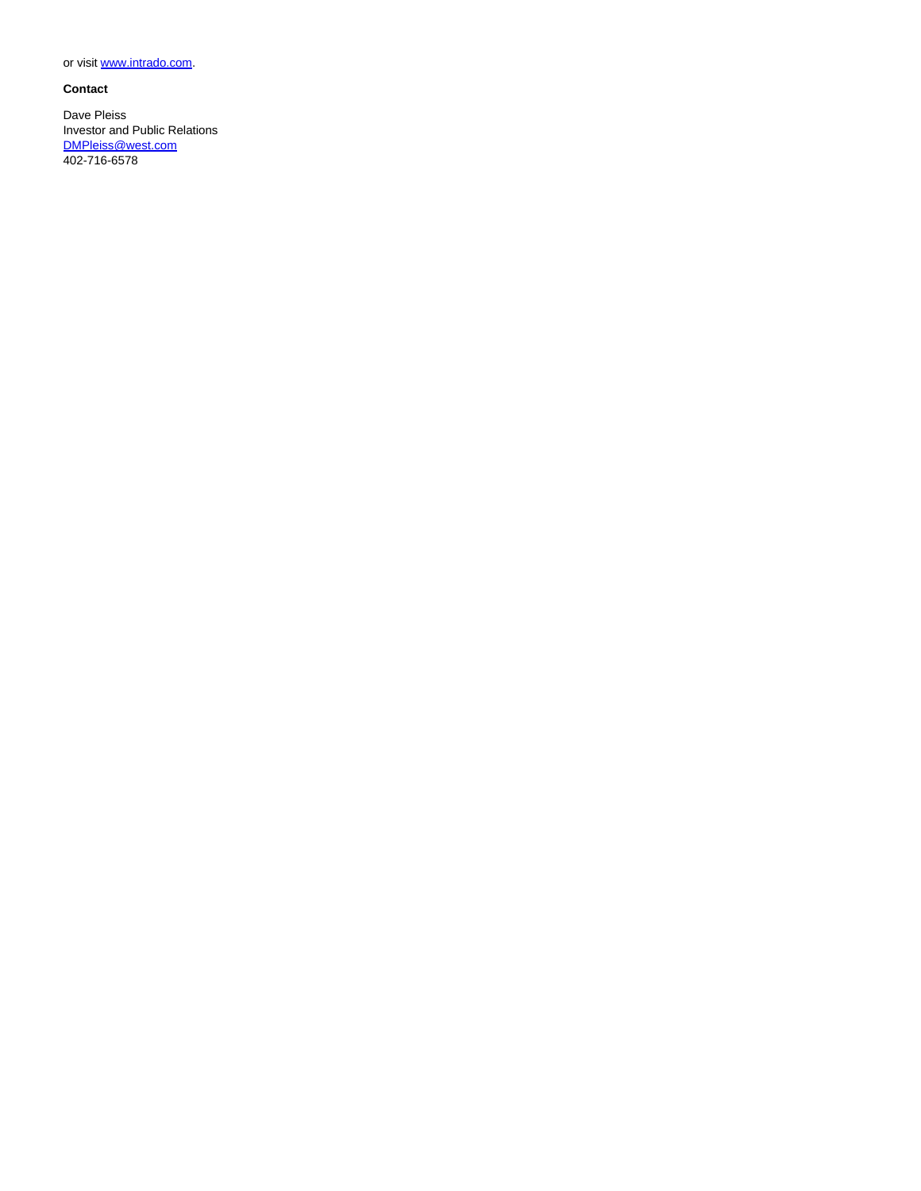or visit www.intrado.com.

**Contact**

Dave Pleiss  
Investor and Public Relations  
DMPleiss@west.com  
402-716-6578